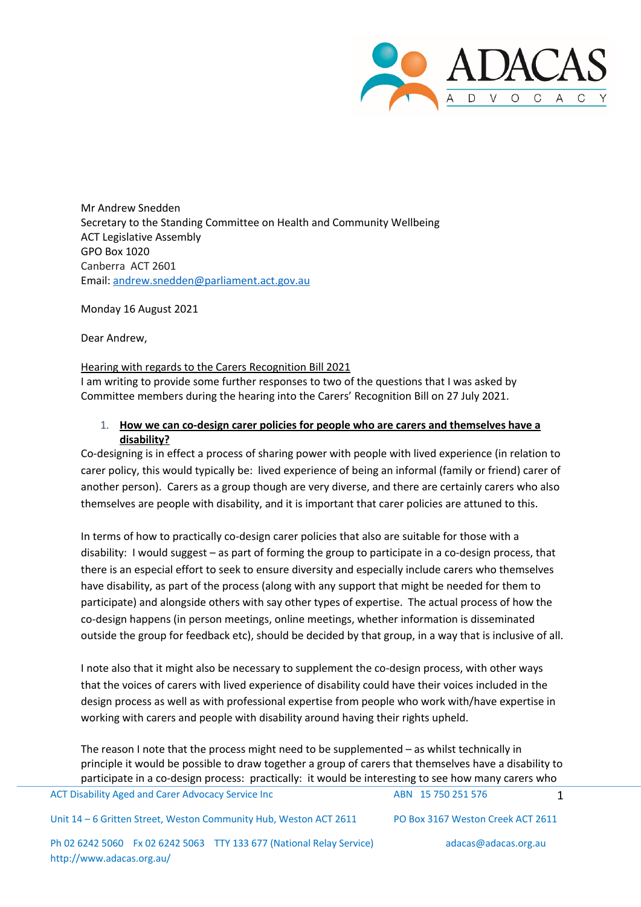Mr Andrew Snedden
Secretary to the Standing Committee on Health and Community Wellbeing
ACT Legislative Assembly
GPO Box 1020
Canberra ACT 2601
Email: andrew.snedden@parliament.act.gov.au

Monday 16 August 2021

Dear Andrew,

Hearing with regards to the Carers Recognition Bill 2021

I am writing to provide some further responses to two of the questions that I was asked by Committee members during the hearing into the Carers' Recognition Bill on 27 July 2021.

1. **How we can co-design carer policies for people who are carers and themselves have a disability?**

Co-designing is in effect a process of sharing power with people with lived experience (in relation to carer policy, this would typically be: lived experience of being an informal (family or friend) carer of another person). Carers as a group though are very diverse, and there are certainly carers who also themselves are people with disability, and it is important that carer policies are attuned to this.

In terms of how to practically co-design carer policies that also are suitable for those with a disability: I would suggest – as part of forming the group to participate in a co-design process, that there is an especial effort to seek to ensure diversity and especially include carers who themselves have disability, as part of the process (along with any support that might be needed for them to participate) and alongside others with say other types of expertise. The actual process of how the co-design happens (in person meetings, online meetings, whether information is disseminated outside the group for feedback etc), should be decided by that group, in a way that is inclusive of all.

I note also that it might also be necessary to supplement the co-design process, with other ways that the voices of carers with lived experience of disability could have their voices included in the design process as well as with professional expertise from people who work with/have expertise in working with carers and people with disability around having their rights upheld.

The reason I note that the process might need to be supplemented – as whilst technically in principle it would be possible to draw together a group of carers that themselves have a disability to participate in a co-design process: practically: it would be interesting to see how many carers who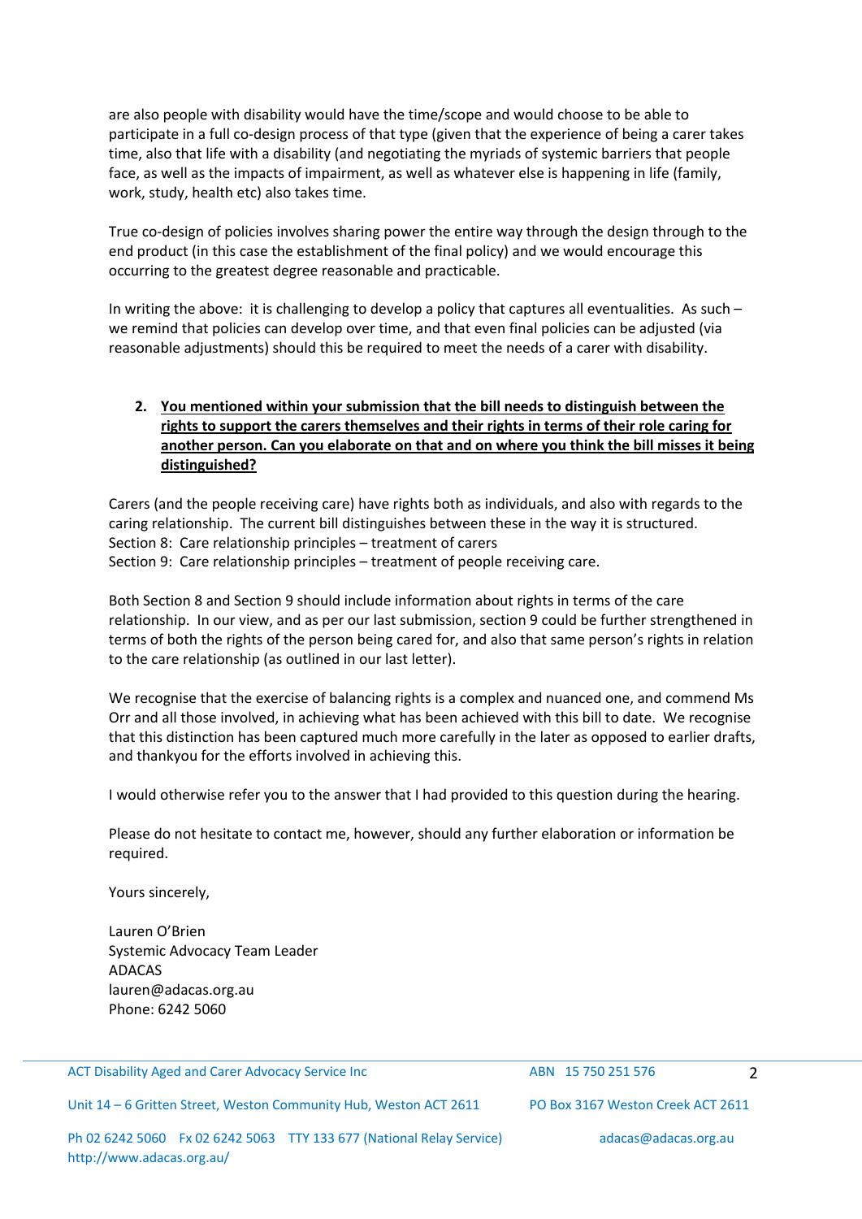are also people with disability would have the time/scope and would choose to be able to participate in a full co-design process of that type (given that the experience of being a carer takes time, also that life with a disability (and negotiating the myriads of systemic barriers that people face, as well as the impacts of impairment, as well as whatever else is happening in life (family, work, study, health etc) also takes time.

True co-design of policies involves sharing power the entire way through the design through to the end product (in this case the establishment of the final policy) and we would encourage this occurring to the greatest degree reasonable and practicable.

In writing the above: it is challenging to develop a policy that captures all eventualities. As such – we remind that policies can develop over time, and that even final policies can be adjusted (via reasonable adjustments) should this be required to meet the needs of a carer with disability.

2. **<u>You mentioned within your submission that the bill needs to distinguish between the rights to support the carers themselves and their rights in terms of their role caring for another person. Can you elaborate on that and on where you think the bill misses it being distinguished?</u>**

Carers (and the people receiving care) have rights both as individuals, and also with regards to the caring relationship. The current bill distinguishes between these in the way it is structured.
Section 8: Care relationship principles – treatment of carers
Section 9: Care relationship principles – treatment of people receiving care.

Both Section 8 and Section 9 should include information about rights in terms of the care relationship. In our view, and as per our last submission, section 9 could be further strengthened in terms of both the rights of the person being cared for, and also that same person's rights in relation to the care relationship (as outlined in our last letter).

We recognise that the exercise of balancing rights is a complex and nuanced one, and commend Ms Orr and all those involved, in achieving what has been achieved with this bill to date. We recognise that this distinction has been captured much more carefully in the later as opposed to earlier drafts, and thankyou for the efforts involved in achieving this.

I would otherwise refer you to the answer that I had provided to this question during the hearing.

Please do not hesitate to contact me, however, should any further elaboration or information be required.

Yours sincerely,

Lauren O'Brien
Systemic Advocacy Team Leader
ADACAS
lauren@adacas.org.au
Phone: 6242 5060

ACT Disability Aged and Carer Advocacy Service Inc  ABN 15 750 251 576
Unit 14 – 6 Gritten Street, Weston Community Hub, Weston ACT 2611  PO Box 3167 Weston Creek ACT 2611
Ph 02 6242 5060  Fx 02 6242 5063  TTY 133 677 (National Relay Service)  adacas@adacas.org.au
http://www.adacas.org.au/